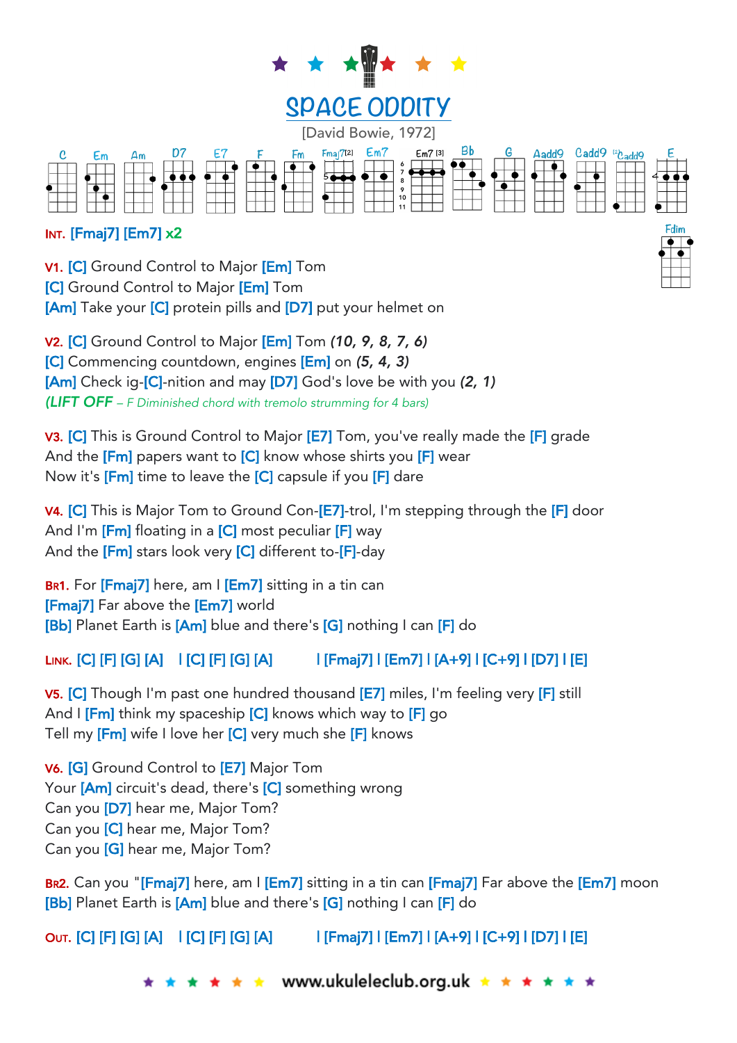# SPACE ODDITY

[David Bowie, 1972]

C Em Am D7 E7 F Fm Fmaj7[2] Em7 Em7 [3] Bb G Aadd9 Cadd9 [2]Cadd9 E Fdim

**INT.** [Fmaj7] [Em7] x2

**V1.** [C] Ground Control to Major [Em] Tom
[C] Ground Control to Major [Em] Tom
[Am] Take your [C] protein pills and [D7] put your helmet on

**V2.** [C] Ground Control to Major [Em] Tom ***(10, 9, 8, 7, 6)***
[C] Commencing countdown, engines [Em] on ***(5, 4, 3)***
[Am] Check ig-[C]-nition and may [D7] God's love be with you ***(2, 1)***
***(LIFT OFF** – F Diminished chord with tremolo strumming for 4 bars)*

**V3.** [C] This is Ground Control to Major [E7] Tom, you've really made the [F] grade
And the [Fm] papers want to [C] know whose shirts you [F] wear
Now it's [Fm] time to leave the [C] capsule if you [F] dare

**V4.** [C] This is Major Tom to Ground Con-[E7]-trol, I'm stepping through the [F] door
And I'm [Fm] floating in a [C] most peculiar [F] way
And the [Fm] stars look very [C] different to-[F]-day

**BR1.** For [Fmaj7] here, am I [Em7] sitting in a tin can
[Fmaj7] Far above the [Em7] world
[Bb] Planet Earth is [Am] blue and there's [G] nothing I can [F] do

**LINK.** [C] [F] [G] [A] | [C] [F] [G] [A] | [Fmaj7] | [Em7] | [A+9] | [C+9] | [D7] | [E]

**V5.** [C] Though I'm past one hundred thousand [E7] miles, I'm feeling very [F] still
And I [Fm] think my spaceship [C] knows which way to [F] go
Tell my [Fm] wife I love her [C] very much she [F] knows

**V6.** [G] Ground Control to [E7] Major Tom
Your [Am] circuit's dead, there's [C] something wrong
Can you [D7] hear me, Major Tom?
Can you [C] hear me, Major Tom?
Can you [G] hear me, Major Tom?

**BR2.** Can you "[Fmaj7] here, am I [Em7] sitting in a tin can [Fmaj7] Far above the [Em7] moon
[Bb] Planet Earth is [Am] blue and there's [G] nothing I can [F] do

**OUT.** [C] [F] [G] [A] | [C] [F] [G] [A] | [Fmaj7] | [Em7] | [A+9] | [C+9] | [D7] | [E]

www.ukuleleclub.org.uk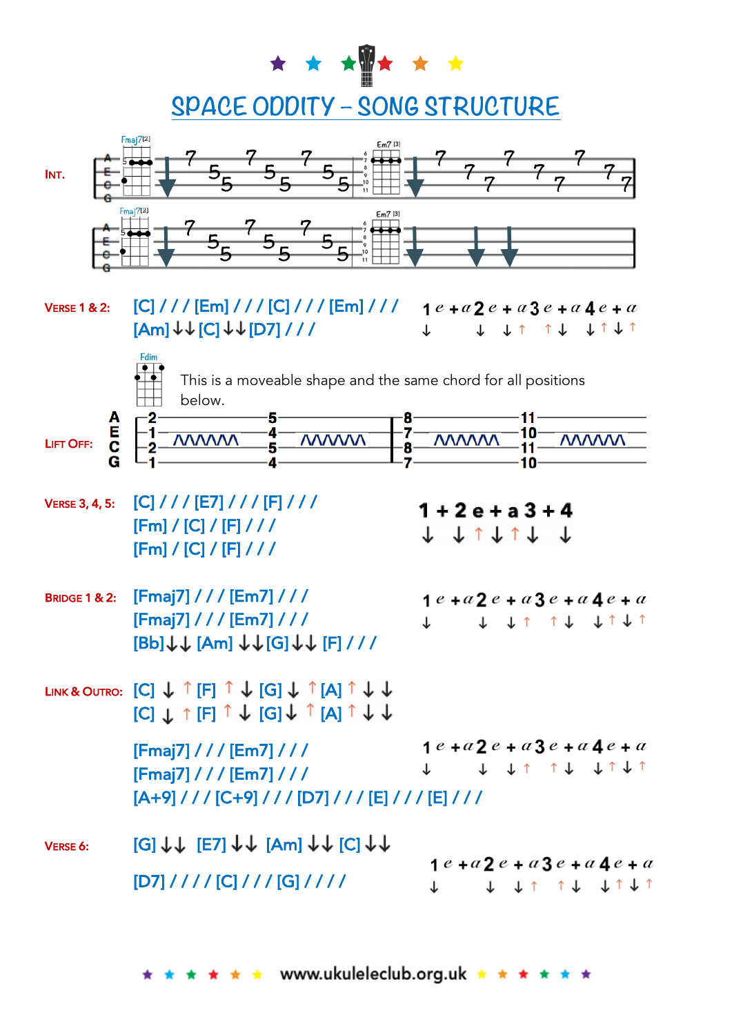# SPACE ODDITY – SONG STRUCTURE

**INT.**

Fmaj7[2]  Em7 [3]

Fmaj7[2]  Em7 [3]

**VERSE 1 & 2:**

[C] / / / [Em] / / / [C] / / / [Em] / / /
[Am] ↓↓ [C] ↓↓ [D7] / / /

1 e + a 2 e + a 3 e + a 4 e + a
↓ ↓ ↓↑ ↑↓ ↓↑↓↑

Fdim

This is a moveable shape and the same chord for all positions below.

**LIFT OFF:**

```
A |-2--------------5--------------|-8--------------11-------------
E |-1--/\/\/\/\/\--4--/\/\/\/\/\--|-7--/\/\/\/\/\--10--/\/\/\/\/\-
C |-2--------------5--------------|-8--------------11-------------
G |-1--------------4--------------|-7--------------10-------------
```

**VERSE 3, 4, 5:**

[C] / / / [E7] / / / [F] / / /
[Fm] / [C] / [F] / / /
[Fm] / [C] / [F] / / /

1 + 2 e + a 3 + 4
↓ ↓↑↓↑↓ ↓

**BRIDGE 1 & 2:**

[Fmaj7] / / / [Em7] / / /
[Fmaj7] / / / [Em7] / / /
[Bb] ↓↓ [Am] ↓↓ [G] ↓↓ [F] / / /

1 e + a 2 e + a 3 e + a 4 e + a
↓ ↓ ↓↑ ↑↓ ↓↑↓↑

**LINK & OUTRO:**

[C] ↓ ↑ [F] ↑ ↓ [G] ↓ ↑ [A] ↑ ↓ ↓
[C] ↓ ↑ [F] ↑ ↓ [G] ↓ ↑ [A] ↑ ↓ ↓

[Fmaj7] / / / [Em7] / / /
[Fmaj7] / / / [Em7] / / /
[A+9] / / / [C+9] / / / [D7] / / / [E] / / / [E] / / /

1 e + a 2 e + a 3 e + a 4 e + a
↓ ↓ ↓↑ ↑↓ ↓↑↓↑

**VERSE 6:**

[G] ↓↓ [E7] ↓↓ [Am] ↓↓ [C] ↓↓
[D7] / / / / [C] / / / [G] / / / /

1 e + a 2 e + a 3 e + a 4 e + a
↓ ↓ ↓↑ ↑↓ ↓↑↓↑

www.ukuleleclub.org.uk